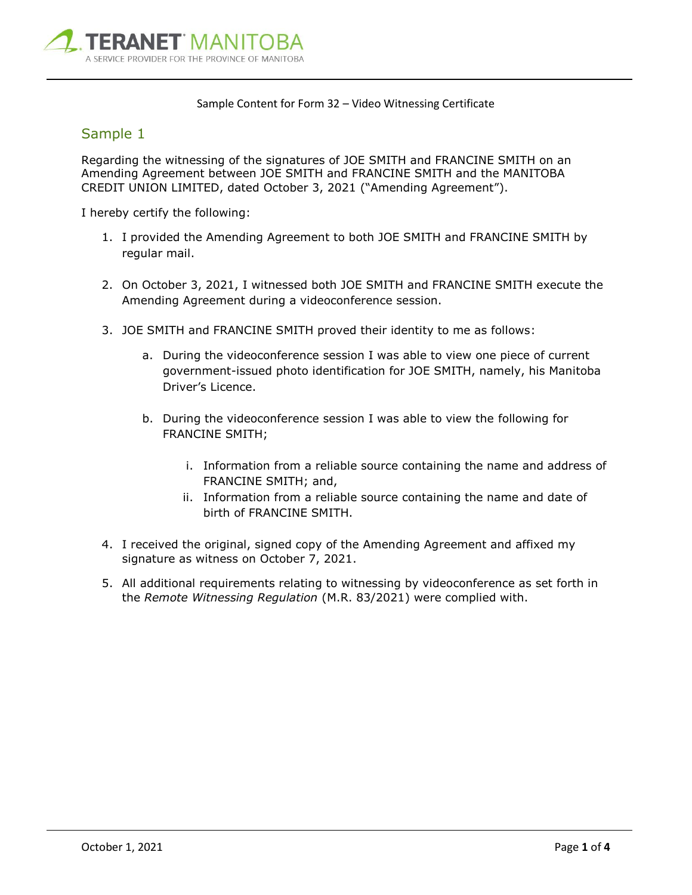Sample Content for Form 32 – Video Witnessing Certificate

## Sample 1

Regarding the witnessing of the signatures of JOE SMITH and FRANCINE SMITH on an Amending Agreement between JOE SMITH and FRANCINE SMITH and the MANITOBA CREDIT UNION LIMITED, dated October 3, 2021 ("Amending Agreement").

I hereby certify the following:

1. I provided the Amending Agreement to both JOE SMITH and FRANCINE SMITH by regular mail.

2. On October 3, 2021, I witnessed both JOE SMITH and FRANCINE SMITH execute the Amending Agreement during a videoconference session.

3. JOE SMITH and FRANCINE SMITH proved their identity to me as follows:

    a. During the videoconference session I was able to view one piece of current government-issued photo identification for JOE SMITH, namely, his Manitoba Driver's Licence.

    b. During the videoconference session I was able to view the following for FRANCINE SMITH;

        i. Information from a reliable source containing the name and address of FRANCINE SMITH; and,
        ii. Information from a reliable source containing the name and date of birth of FRANCINE SMITH.

4. I received the original, signed copy of the Amending Agreement and affixed my signature as witness on October 7, 2021.

5. All additional requirements relating to witnessing by videoconference as set forth in the *Remote Witnessing Regulation* (M.R. 83/2021) were complied with.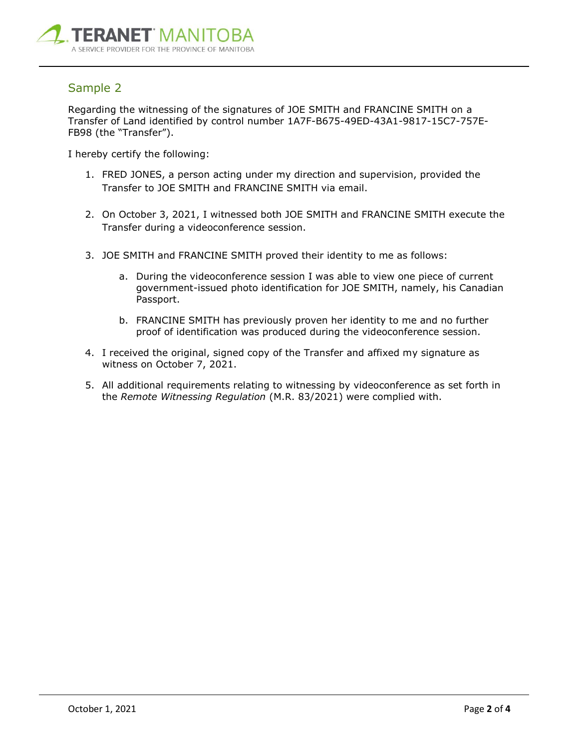## Sample 2

Regarding the witnessing of the signatures of JOE SMITH and FRANCINE SMITH on a Transfer of Land identified by control number 1A7F-B675-49ED-43A1-9817-15C7-757E-FB98 (the "Transfer").

I hereby certify the following:

1. FRED JONES, a person acting under my direction and supervision, provided the Transfer to JOE SMITH and FRANCINE SMITH via email.

2. On October 3, 2021, I witnessed both JOE SMITH and FRANCINE SMITH execute the Transfer during a videoconference session.

3. JOE SMITH and FRANCINE SMITH proved their identity to me as follows:

    a. During the videoconference session I was able to view one piece of current government-issued photo identification for JOE SMITH, namely, his Canadian Passport.

    b. FRANCINE SMITH has previously proven her identity to me and no further proof of identification was produced during the videoconference session.

4. I received the original, signed copy of the Transfer and affixed my signature as witness on October 7, 2021.

5. All additional requirements relating to witnessing by videoconference as set forth in the *Remote Witnessing Regulation* (M.R. 83/2021) were complied with.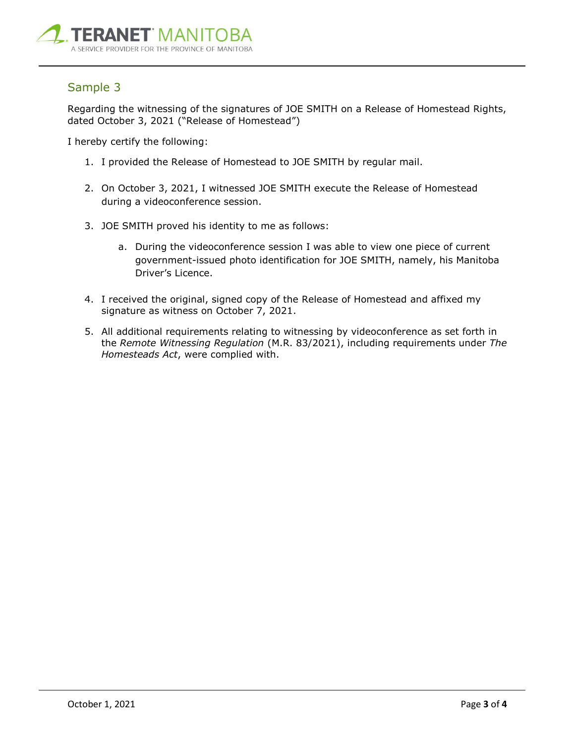## Sample 3

Regarding the witnessing of the signatures of JOE SMITH on a Release of Homestead Rights, dated October 3, 2021 ("Release of Homestead")

I hereby certify the following:

1. I provided the Release of Homestead to JOE SMITH by regular mail.
2. On October 3, 2021, I witnessed JOE SMITH execute the Release of Homestead during a videoconference session.
3. JOE SMITH proved his identity to me as follows:
    a. During the videoconference session I was able to view one piece of current government-issued photo identification for JOE SMITH, namely, his Manitoba Driver's Licence.
4. I received the original, signed copy of the Release of Homestead and affixed my signature as witness on October 7, 2021.
5. All additional requirements relating to witnessing by videoconference as set forth in the *Remote Witnessing Regulation* (M.R. 83/2021), including requirements under *The Homesteads Act*, were complied with.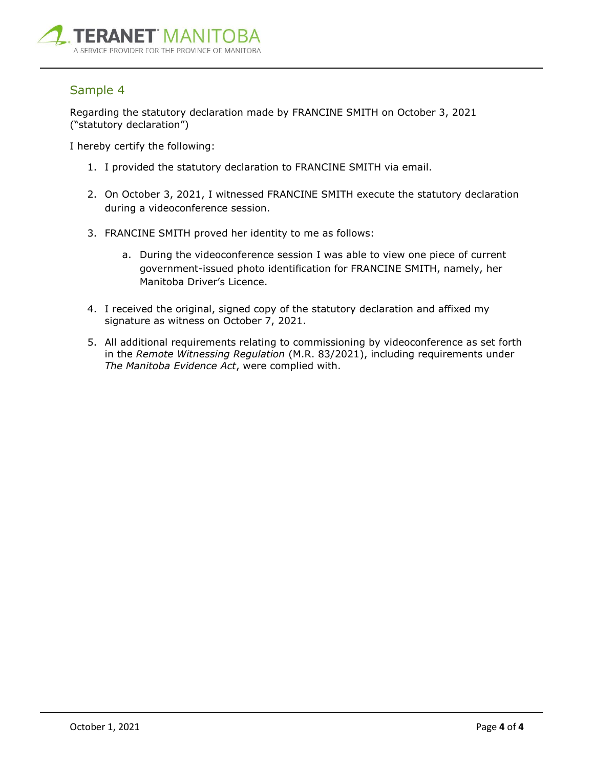## Sample 4

Regarding the statutory declaration made by FRANCINE SMITH on October 3, 2021 ("statutory declaration")

I hereby certify the following:

1. I provided the statutory declaration to FRANCINE SMITH via email.
2. On October 3, 2021, I witnessed FRANCINE SMITH execute the statutory declaration during a videoconference session.
3. FRANCINE SMITH proved her identity to me as follows:
   a. During the videoconference session I was able to view one piece of current government-issued photo identification for FRANCINE SMITH, namely, her Manitoba Driver's Licence.
4. I received the original, signed copy of the statutory declaration and affixed my signature as witness on October 7, 2021.
5. All additional requirements relating to commissioning by videoconference as set forth in the *Remote Witnessing Regulation* (M.R. 83/2021), including requirements under *The Manitoba Evidence Act*, were complied with.